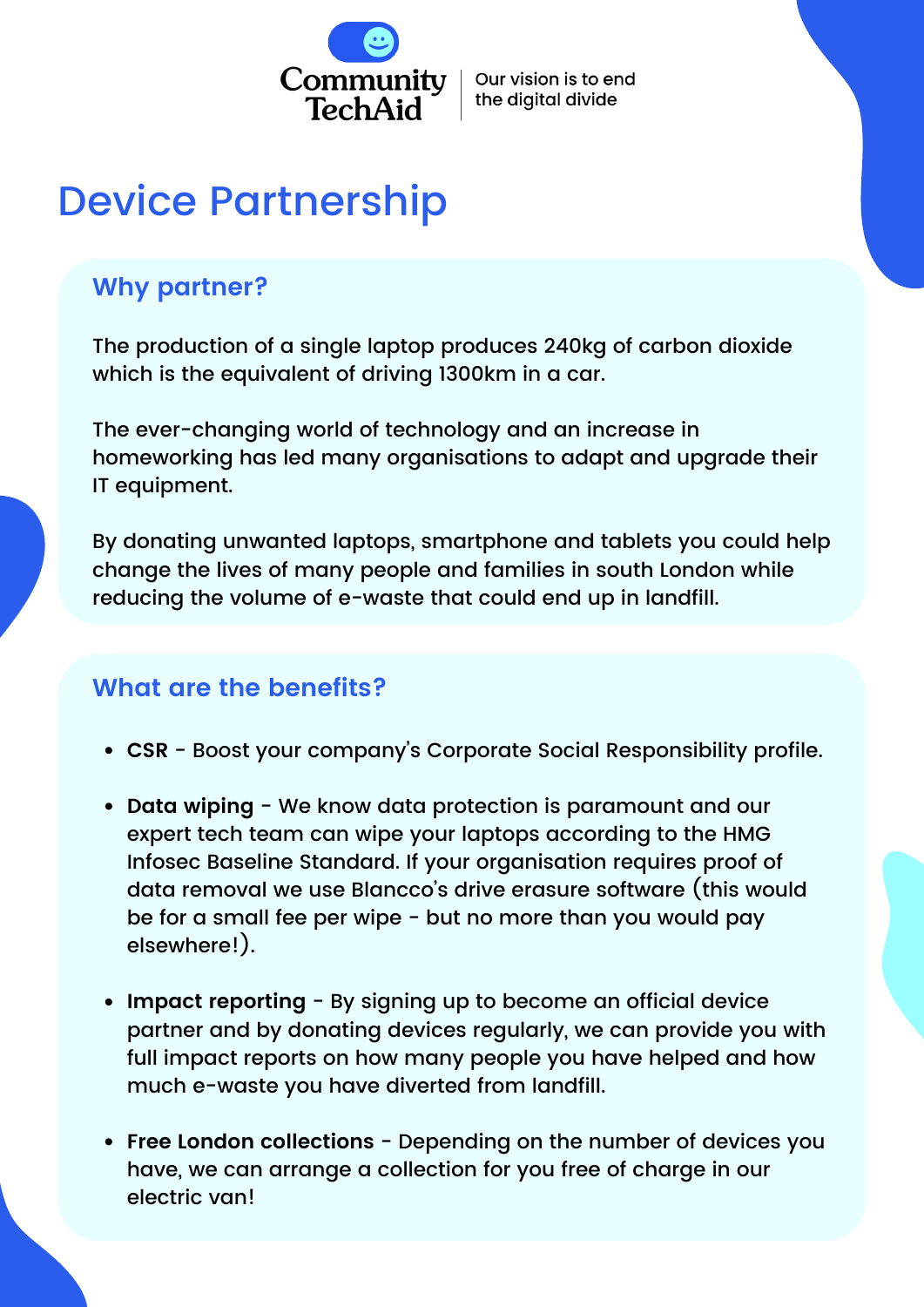Community TechAid

Our vision is to end the digital divide

# Device Partnership

## Why partner?

The production of a single laptop produces 240kg of carbon dioxide which is the equivalent of driving 1300km in a car.

The ever-changing world of technology and an increase in homeworking has led many organisations to adapt and upgrade their IT equipment.

By donating unwanted laptops, smartphone and tablets you could help change the lives of many people and families in south London while reducing the volume of e-waste that could end up in landfill.

## What are the benefits?

- **CSR** - Boost your company's Corporate Social Responsibility profile.
- **Data wiping** - We know data protection is paramount and our expert tech team can wipe your laptops according to the HMG Infosec Baseline Standard. If your organisation requires proof of data removal we use Blancco's drive erasure software (this would be for a small fee per wipe - but no more than you would pay elsewhere!).
- **Impact reporting** - By signing up to become an official device partner and by donating devices regularly, we can provide you with full impact reports on how many people you have helped and how much e-waste you have diverted from landfill.
- **Free London collections** - Depending on the number of devices you have, we can arrange a collection for you free of charge in our electric van!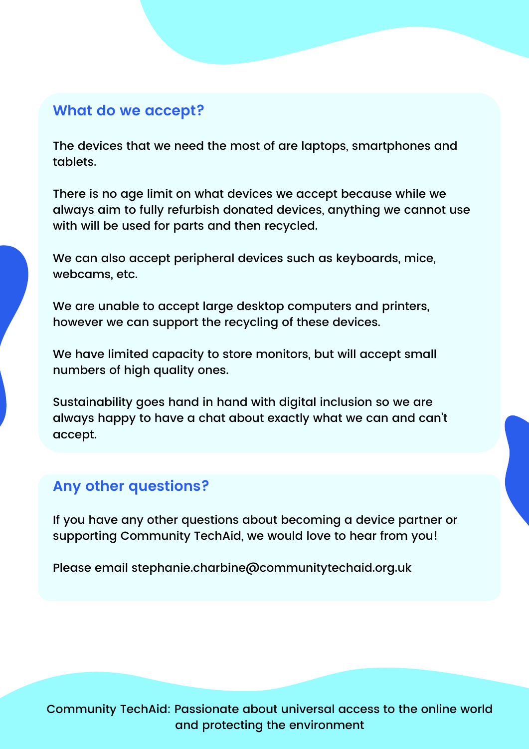## What do we accept?

The devices that we need the most of are laptops, smartphones and tablets.

There is no age limit on what devices we accept because while we always aim to fully refurbish donated devices, anything we cannot use with will be used for parts and then recycled.

We can also accept peripheral devices such as keyboards, mice, webcams, etc.

We are unable to accept large desktop computers and printers, however we can support the recycling of these devices.

We have limited capacity to store monitors, but will accept small numbers of high quality ones.

Sustainability goes hand in hand with digital inclusion so we are always happy to have a chat about exactly what we can and can't accept.

## Any other questions?

If you have any other questions about becoming a device partner or supporting Community TechAid, we would love to hear from you!

Please email stephanie.charbine@communitytechaid.org.uk

Community TechAid: Passionate about universal access to the online world and protecting the environment